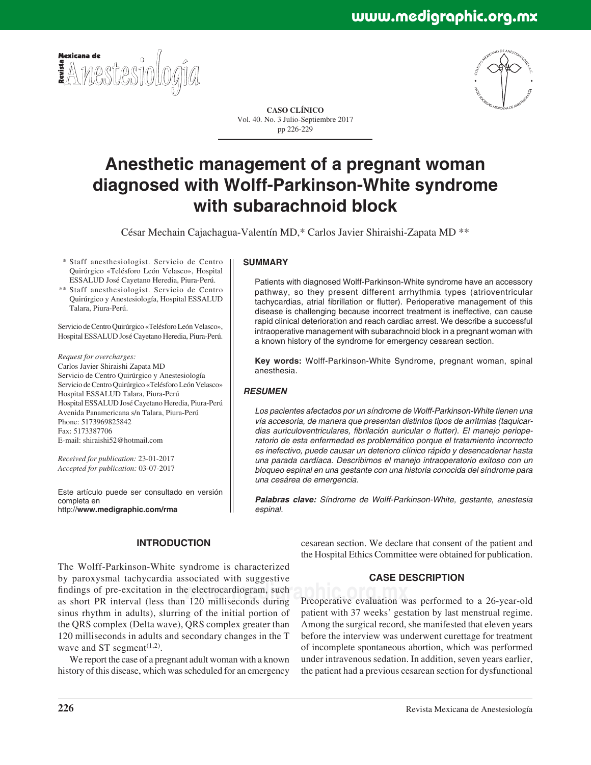CASO CLÍNICO

# Anesthetic management of a pregnant woman diagnosed with Wolff-Parkinson-White syndrome with subarachnoid block

César Mechain Cajachagua-Valentín MD,* Carlos Javier Shiraishi-Zapata MD **

\* Staff anesthesiologist. Servicio de Centro Quirúrgico «Telésforo León Velasco», Hospital ESSALUD José Cayetano Heredia, Piura-Perú.

\*\* Staff anesthesiologist. Servicio de Centro Quirúrgico y Anestesiología, Hospital ESSALUD Talara, Piura-Perú.

Servicio de Centro Quirúrgico «Telésforo León Velasco», Hospital ESSALUD José Cayetano Heredia, Piura-Perú.

*Request for overcharges:*
Carlos Javier Shiraishi Zapata MD
Servicio de Centro Quirúrgico y Anestesiología
Servicio de Centro Quirúrgico «Telésforo León Velasco»
Hospital ESSALUD Talara, Piura-Perú
Hospital ESSALUD José Cayetano Heredia, Piura-Perú
Avenida Panamericana s/n Talara, Piura-Perú
Phone: 5173969825842
Fax: 5173387706
E-mail: shiraishi52@hotmail.com

*Received for publication:* 23-01-2017
*Accepted for publication:* 03-07-2017

Este artículo puede ser consultado en versión completa en http://**www.medigraphic.com/rma**

## SUMMARY

Patients with diagnosed Wolff-Parkinson-White syndrome have an accessory pathway, so they present different arrhythmia types (atrioventricular tachycardias, atrial fibrillation or flutter). Perioperative management of this disease is challenging because incorrect treatment is ineffective, can cause rapid clinical deterioration and reach cardiac arrest. We describe a successful intraoperative management with subarachnoid block in a pregnant woman with a known history of the syndrome for emergency cesarean section.

**Key words:** Wolff-Parkinson-White Syndrome, pregnant woman, spinal anesthesia.

## *RESUMEN*

*Los pacientes afectados por un síndrome de Wolff-Parkinson-White tienen una vía accesoria, de manera que presentan distintos tipos de arritmias (taquicardias auriculoventriculares, fibrilación auricular o flutter). El manejo perioperatorio de esta enfermedad es problemático porque el tratamiento incorrecto es inefectivo, puede causar un deterioro clínico rápido y desencadenar hasta una parada cardíaca. Describimos el manejo intraoperatorio exitoso con un bloqueo espinal en una gestante con una historia conocida del síndrome para una cesárea de emergencia.*

***Palabras clave:*** *Síndrome de Wolff-Parkinson-White, gestante, anestesia espinal.*

## INTRODUCTION

The Wolff-Parkinson-White syndrome is characterized by paroxysmal tachycardia associated with suggestive findings of pre-excitation in the electrocardiogram, such as short PR interval (less than 120 milliseconds during sinus rhythm in adults), slurring of the initial portion of the QRS complex (Delta wave), QRS complex greater than 120 milliseconds in adults and secondary changes in the T wave and ST segment[1,2].

We report the case of a pregnant adult woman with a known history of this disease, which was scheduled for an emergency cesarean section. We declare that consent of the patient and the Hospital Ethics Committee were obtained for publication.

## CASE DESCRIPTION

Preoperative evaluation was performed to a 26-year-old patient with 37 weeks' gestation by last menstrual regime. Among the surgical record, she manifested that eleven years before the interview was underwent curettage for treatment of incomplete spontaneous abortion, which was performed under intravenous sedation. In addition, seven years earlier, the patient had a previous cesarean section for dysfunctional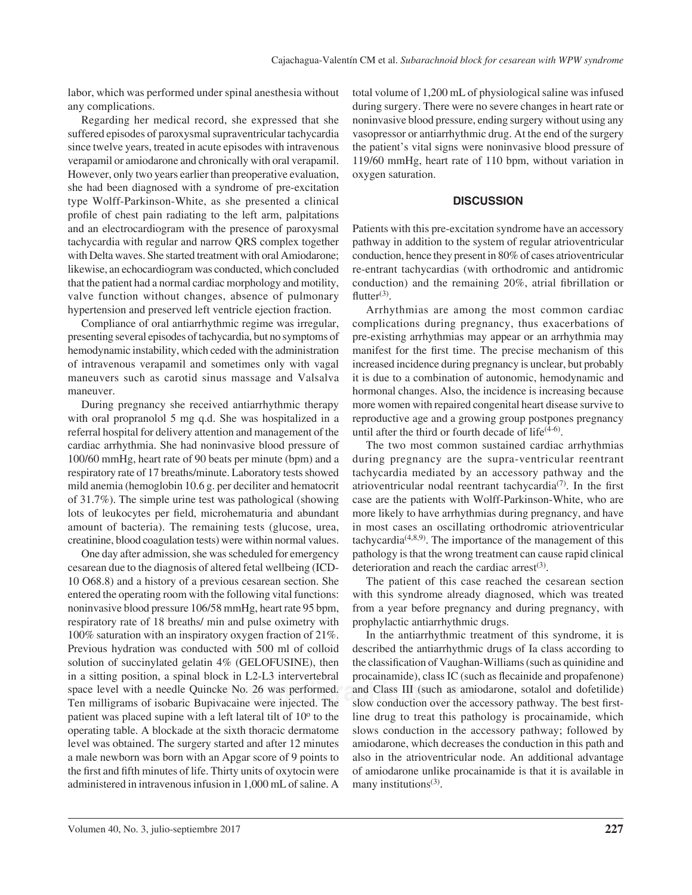labor, which was performed under spinal anesthesia without any complications.

Regarding her medical record, she expressed that she suffered episodes of paroxysmal supraventricular tachycardia since twelve years, treated in acute episodes with intravenous verapamil or amiodarone and chronically with oral verapamil. However, only two years earlier than preoperative evaluation, she had been diagnosed with a syndrome of pre-excitation type Wolff-Parkinson-White, as she presented a clinical profile of chest pain radiating to the left arm, palpitations and an electrocardiogram with the presence of paroxysmal tachycardia with regular and narrow QRS complex together with Delta waves. She started treatment with oral Amiodarone; likewise, an echocardiogram was conducted, which concluded that the patient had a normal cardiac morphology and motility, valve function without changes, absence of pulmonary hypertension and preserved left ventricle ejection fraction.

Compliance of oral antiarrhythmic regime was irregular, presenting several episodes of tachycardia, but no symptoms of hemodynamic instability, which ceded with the administration of intravenous verapamil and sometimes only with vagal maneuvers such as carotid sinus massage and Valsalva maneuver.

During pregnancy she received antiarrhythmic therapy with oral propranolol 5 mg q.d. She was hospitalized in a referral hospital for delivery attention and management of the cardiac arrhythmia. She had noninvasive blood pressure of 100/60 mmHg, heart rate of 90 beats per minute (bpm) and a respiratory rate of 17 breaths/minute. Laboratory tests showed mild anemia (hemoglobin 10.6 g. per deciliter and hematocrit of 31.7%). The simple urine test was pathological (showing lots of leukocytes per field, microhematuria and abundant amount of bacteria). The remaining tests (glucose, urea, creatinine, blood coagulation tests) were within normal values.

One day after admission, she was scheduled for emergency cesarean due to the diagnosis of altered fetal wellbeing (ICD-10 O68.8) and a history of a previous cesarean section. She entered the operating room with the following vital functions: noninvasive blood pressure 106/58 mmHg, heart rate 95 bpm, respiratory rate of 18 breaths/ min and pulse oximetry with 100% saturation with an inspiratory oxygen fraction of 21%. Previous hydration was conducted with 500 ml of colloid solution of succinylated gelatin 4% (GELOFUSINE), then in a sitting position, a spinal block in L2-L3 intervertebral space level with a needle Quincke No. 26 was performed. Ten milligrams of isobaric Bupivacaine were injected. The patient was placed supine with a left lateral tilt of 10º to the operating table. A blockade at the sixth thoracic dermatome level was obtained. The surgery started and after 12 minutes a male newborn was born with an Apgar score of 9 points to the first and fifth minutes of life. Thirty units of oxytocin were administered in intravenous infusion in 1,000 mL of saline. A total volume of 1,200 mL of physiological saline was infused during surgery. There were no severe changes in heart rate or noninvasive blood pressure, ending surgery without using any vasopressor or antiarrhythmic drug. At the end of the surgery the patient's vital signs were noninvasive blood pressure of 119/60 mmHg, heart rate of 110 bpm, without variation in oxygen saturation.

## DISCUSSION

Patients with this pre-excitation syndrome have an accessory pathway in addition to the system of regular atrioventricular conduction, hence they present in 80% of cases atrioventricular re-entrant tachycardias (with orthodromic and antidromic conduction) and the remaining 20%, atrial fibrillation or flutter[3].

Arrhythmias are among the most common cardiac complications during pregnancy, thus exacerbations of pre-existing arrhythmias may appear or an arrhythmia may manifest for the first time. The precise mechanism of this increased incidence during pregnancy is unclear, but probably it is due to a combination of autonomic, hemodynamic and hormonal changes. Also, the incidence is increasing because more women with repaired congenital heart disease survive to reproductive age and a growing group postpones pregnancy until after the third or fourth decade of life[4-6].

The two most common sustained cardiac arrhythmias during pregnancy are the supra-ventricular reentrant tachycardia mediated by an accessory pathway and the atrioventricular nodal reentrant tachycardia[7]. In the first case are the patients with Wolff-Parkinson-White, who are more likely to have arrhythmias during pregnancy, and have in most cases an oscillating orthodromic atrioventricular tachycardia[4,8,9]. The importance of the management of this pathology is that the wrong treatment can cause rapid clinical deterioration and reach the cardiac arrest[3].

The patient of this case reached the cesarean section with this syndrome already diagnosed, which was treated from a year before pregnancy and during pregnancy, with prophylactic antiarrhythmic drugs.

In the antiarrhythmic treatment of this syndrome, it is described the antiarrhythmic drugs of Ia class according to the classification of Vaughan-Williams (such as quinidine and procainamide), class IC (such as flecainide and propafenone) and Class III (such as amiodarone, sotalol and dofetilide) slow conduction over the accessory pathway. The best first-line drug to treat this pathology is procainamide, which slows conduction in the accessory pathway; followed by amiodarone, which decreases the conduction in this path and also in the atrioventricular node. An additional advantage of amiodarone unlike procainamide is that it is available in many institutions[3].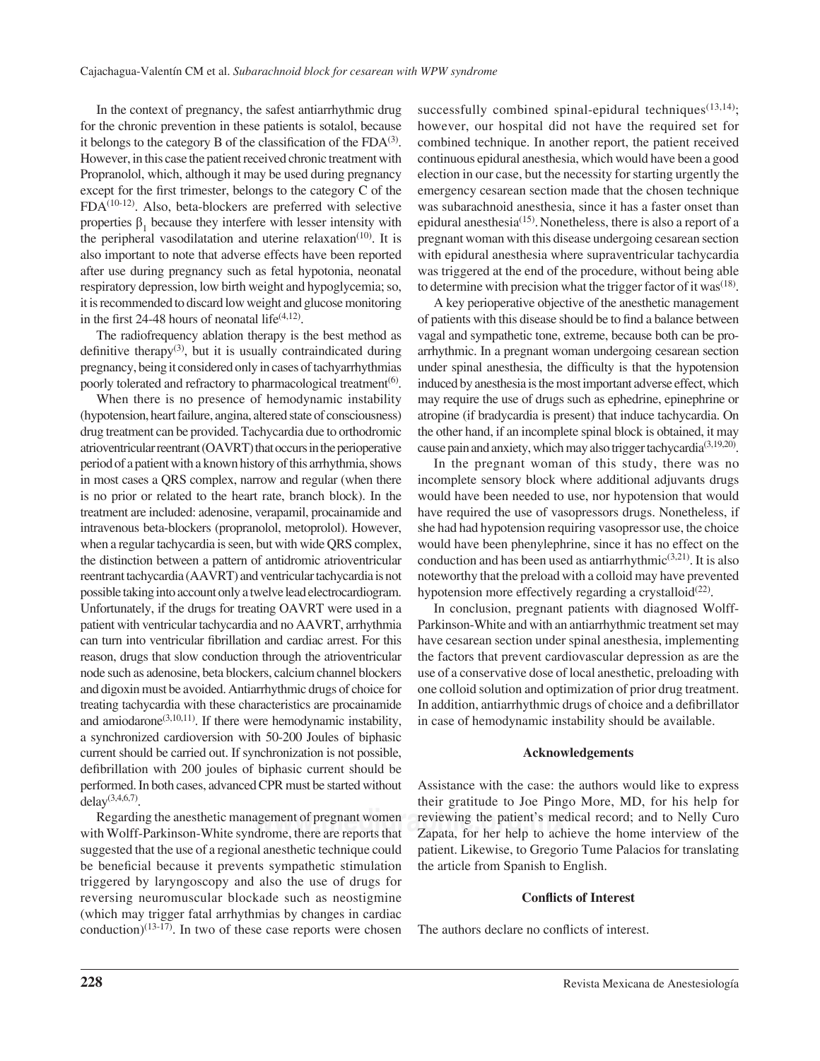In the context of pregnancy, the safest antiarrhythmic drug for the chronic prevention in these patients is sotalol, because it belongs to the category B of the classification of the FDA[3]. However, in this case the patient received chronic treatment with Propranolol, which, although it may be used during pregnancy except for the first trimester, belongs to the category C of the FDA[10-12]. Also, beta-blockers are preferred with selective properties $\beta_1$ because they interfere with lesser intensity with the peripheral vasodilatation and uterine relaxation[10]. It is also important to note that adverse effects have been reported after use during pregnancy such as fetal hypotonia, neonatal respiratory depression, low birth weight and hypoglycemia; so, it is recommended to discard low weight and glucose monitoring in the first 24-48 hours of neonatal life[4,12].

The radiofrequency ablation therapy is the best method as definitive therapy[3], but it is usually contraindicated during pregnancy, being it considered only in cases of tachyarrhythmias poorly tolerated and refractory to pharmacological treatment[6].

When there is no presence of hemodynamic instability (hypotension, heart failure, angina, altered state of consciousness) drug treatment can be provided. Tachycardia due to orthodromic atrioventricular reentrant (OAVRT) that occurs in the perioperative period of a patient with a known history of this arrhythmia, shows in most cases a QRS complex, narrow and regular (when there is no prior or related to the heart rate, branch block). In the treatment are included: adenosine, verapamil, procainamide and intravenous beta-blockers (propranolol, metoprolol). However, when a regular tachycardia is seen, but with wide QRS complex, the distinction between a pattern of antidromic atrioventricular reentrant tachycardia (AAVRT) and ventricular tachycardia is not possible taking into account only a twelve lead electrocardiogram. Unfortunately, if the drugs for treating OAVRT were used in a patient with ventricular tachycardia and no AAVRT, arrhythmia can turn into ventricular fibrillation and cardiac arrest. For this reason, drugs that slow conduction through the atrioventricular node such as adenosine, beta blockers, calcium channel blockers and digoxin must be avoided. Antiarrhythmic drugs of choice for treating tachycardia with these characteristics are procainamide and amiodarone[3,10,11]. If there were hemodynamic instability, a synchronized cardioversion with 50-200 Joules of biphasic current should be carried out. If synchronization is not possible, defibrillation with 200 joules of biphasic current should be performed. In both cases, advanced CPR must be started without delay[3,4,6,7].

Regarding the anesthetic management of pregnant women with Wolff-Parkinson-White syndrome, there are reports that suggested that the use of a regional anesthetic technique could be beneficial because it prevents sympathetic stimulation triggered by laryngoscopy and also the use of drugs for reversing neuromuscular blockade such as neostigmine (which may trigger fatal arrhythmias by changes in cardiac conduction)[13-17]. In two of these case reports were chosen successfully combined spinal-epidural techniques[13,14]; however, our hospital did not have the required set for combined technique. In another report, the patient received continuous epidural anesthesia, which would have been a good election in our case, but the necessity for starting urgently the emergency cesarean section made that the chosen technique was subarachnoid anesthesia, since it has a faster onset than epidural anesthesia[15]. Nonetheless, there is also a report of a pregnant woman with this disease undergoing cesarean section with epidural anesthesia where supraventricular tachycardia was triggered at the end of the procedure, without being able to determine with precision what the trigger factor of it was[18].

A key perioperative objective of the anesthetic management of patients with this disease should be to find a balance between vagal and sympathetic tone, extreme, because both can be pro-arrhythmic. In a pregnant woman undergoing cesarean section under spinal anesthesia, the difficulty is that the hypotension induced by anesthesia is the most important adverse effect, which may require the use of drugs such as ephedrine, epinephrine or atropine (if bradycardia is present) that induce tachycardia. On the other hand, if an incomplete spinal block is obtained, it may cause pain and anxiety, which may also trigger tachycardia[3,19,20].

In the pregnant woman of this study, there was no incomplete sensory block where additional adjuvants drugs would have been needed to use, nor hypotension that would have required the use of vasopressors drugs. Nonetheless, if she had had hypotension requiring vasopressor use, the choice would have been phenylephrine, since it has no effect on the conduction and has been used as antiarrhythmic[3,21]. It is also noteworthy that the preload with a colloid may have prevented hypotension more effectively regarding a crystalloid[22].

In conclusion, pregnant patients with diagnosed Wolff-Parkinson-White and with an antiarrhythmic treatment set may have cesarean section under spinal anesthesia, implementing the factors that prevent cardiovascular depression as are the use of a conservative dose of local anesthetic, preloading with one colloid solution and optimization of prior drug treatment. In addition, antiarrhythmic drugs of choice and a defibrillator in case of hemodynamic instability should be available.

### Acknowledgements

Assistance with the case: the authors would like to express their gratitude to Joe Pingo More, MD, for his help for reviewing the patient's medical record; and to Nelly Curo Zapata, for her help to achieve the home interview of the patient. Likewise, to Gregorio Tume Palacios for translating the article from Spanish to English.

### Conflicts of Interest

The authors declare no conflicts of interest.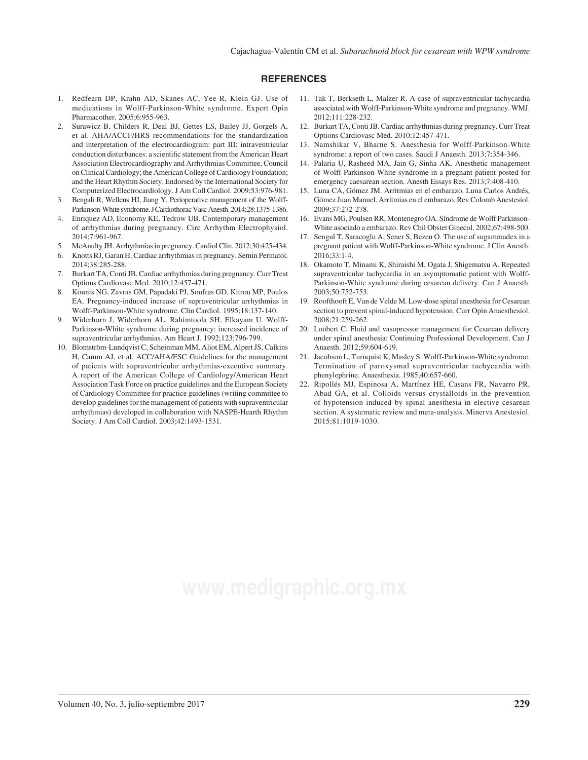## REFERENCES

1. Redfearn DP, Krahn AD, Skanes AC, Yee R, Klein GJ. Use of medications in Wolff-Parkinson-White syndrome. Expert Opin Pharmacother. 2005;6:955-963.
2. Surawicz B, Childers R, Deal BJ, Gettes LS, Bailey JJ, Gorgels A, et al. AHA/ACCF/HRS recommendations for the standardization and interpretation of the electrocardiogram: part III: intraventricular conduction disturbances: a scientific statement from the American Heart Association Electrocardiography and Arrhythmias Committee, Council on Clinical Cardiology; the American College of Cardiology Foundation; and the Heart Rhythm Society. Endorsed by the International Society for Computerized Electrocardiology. J Am Coll Cardiol. 2009;53:976-981.
3. Bengali R, Wellens HJ, Jiang Y. Perioperative management of the Wolff-Parkinson-White syndrome. J Cardiothorac Vasc Anesth. 2014;28:1375-1386.
4. Enriquez AD, Economy KE, Tedrow UB. Contemporary management of arrhythmias during pregnancy. Circ Arrhythm Electrophysiol. 2014;7:961-967.
5. McAnulty JH. Arrhythmias in pregnancy. Cardiol Clin. 2012;30:425-434.
6. Knotts RJ, Garan H. Cardiac arrhythmias in pregnancy. Semin Perinatol. 2014;38:285-288.
7. Burkart TA, Conti JB. Cardiac arrhythmias during pregnancy. Curr Treat Options Cardiovasc Med. 2010;12:457-471.
8. Kounis NG, Zavras GM, Papadaki PJ, Soufras GD, Kitrou MP, Poulos EA. Pregnancy-induced increase of supraventricular arrhythmias in Wolff-Parkinson-White syndrome. Clin Cardiol. 1995;18:137-140.
9. Widerhorn J, Widerhorn AL, Rahimtoola SH, Elkayam U. Wolff-Parkinson-White syndrome during pregnancy: increased incidence of supraventricular arrhythmias. Am Heart J. 1992;123:796-799.
10. Blomström-Lundqvist C, Scheinman MM, Aliot EM, Alpert JS, Calkins H, Camm AJ, et al. ACC/AHA/ESC Guidelines for the management of patients with supraventricular arrhythmias-executive summary. A report of the American College of Cardiology/American Heart Association Task Force on practice guidelines and the European Society of Cardiology Committee for practice guidelines (writing committee to develop guidelines for the management of patients with supraventricular arrhythmias) developed in collaboration with NASPE-Hearth Rhythm Society. J Am Coll Cardiol. 2003;42:1493-1531.
11. Tak T, Berkseth L, Malzer R. A case of supraventricular tachycardia associated with Wolff-Parkinson-White syndrome and pregnancy. WMJ. 2012;111:228-232.
12. Burkart TA, Conti JB. Cardiac arrhythmias during pregnancy. Curr Treat Options Cardiovasc Med. 2010;12:457-471.
13. Namshikar V, Bharne S. Anesthesia for Wolff-Parkinson-White syndrome: a report of two cases. Saudi J Anaesth. 2013;7:354-346.
14. Palaria U, Rasheed MA, Jain G, Sinha AK. Anesthetic management of Wolff-Parkinson-White syndrome in a pregnant patient posted for emergency caesarean section. Anesth Essays Res. 2013;7:408-410.
15. Luna CA, Gómez JM. Arritmias en el embarazo. Luna Carlos Andrés, Gómez Juan Manuel. Arritmias en el embarazo. Rev Colomb Anestesiol. 2009;37:272-278.
16. Evans MG, Poulsen RR, Montenegro OA. Síndrome de Wolff Parkinson-White asociado a embarazo. Rev Chil Obstet Ginecol. 2002;67:498-500.
17. Sengul T, Saracoglu A, Sener S, Bezen O. The use of sugammadex in a pregnant patient with Wolff-Parkinson-White syndrome. J Clin Anesth. 2016;33:1-4.
18. Okamoto T, Minami K, Shiraishi M, Ogata J, Shigematsu A. Repeated supraventricular tachycardia in an asymptomatic patient with Wolff-Parkinson-White syndrome during cesarean delivery. Can J Anaesth. 2003;50:752-753.
19. Roofthooft E, Van de Velde M. Low-dose spinal anesthesia for Cesarean section to prevent spinal-induced hypotension. Curr Opin Anaesthesiol. 2008;21:259-262.
20. Loubert C. Fluid and vasopressor management for Cesarean delivery under spinal anesthesia: Continuing Professional Development. Can J Anaesth. 2012;59:604-619.
21. Jacobson L, Turnquist K, Masley S. Wolff-Parkinson-White syndrome. Termination of paroxysmal supraventricular tachycardia with phenylephrine. Anaesthesia. 1985;40:657-660.
22. Ripollés MJ, Espinosa A, Martínez HE, Casans FR, Navarro PR, Abad GA, et al. Colloids versus crystalloids in the prevention of hypotension induced by spinal anesthesia in elective cesarean section. A systematic review and meta-analysis. Minerva Anestesiol. 2015;81:1019-1030.